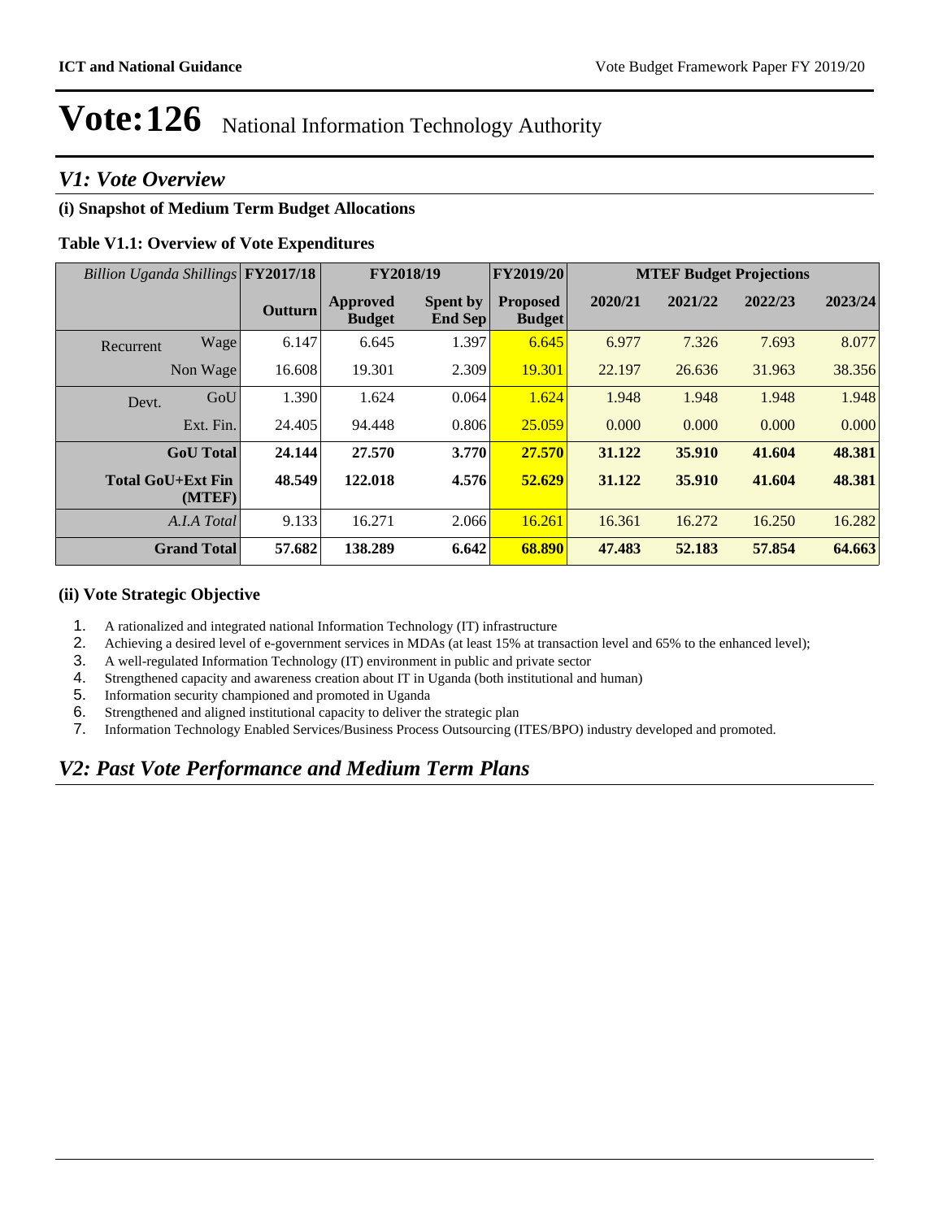# Vote:126 National Information Technology Authority

## V1: Vote Overview

### (i) Snapshot of Medium Term Budget Allocations

**Table V1.1: Overview of Vote Expenditures**

| *Billion Uganda Shillings* | | FY2017/18 | FY2018/19 | | FY2019/20 | MTEF Budget Projections | | | |
|---|---|---|---|---|---|---|---|---|---|
| | | **Outturn** | **Approved Budget** | **Spent by End Sep** | **Proposed Budget** | **2020/21** | **2021/22** | **2022/23** | **2023/24** |
| Recurrent | Wage | 6.147 | 6.645 | 1.397 | 6.645 | 6.977 | 7.326 | 7.693 | 8.077 |
| | Non Wage | 16.608 | 19.301 | 2.309 | 19.301 | 22.197 | 26.636 | 31.963 | 38.356 |
| Devt. | GoU | 1.390 | 1.624 | 0.064 | 1.624 | 1.948 | 1.948 | 1.948 | 1.948 |
| | Ext. Fin. | 24.405 | 94.448 | 0.806 | 25.059 | 0.000 | 0.000 | 0.000 | 0.000 |
| **GoU Total** | | **24.144** | **27.570** | **3.770** | **27.570** | **31.122** | **35.910** | **41.604** | **48.381** |
| **Total GoU+Ext Fin (MTEF)** | | **48.549** | **122.018** | **4.576** | **52.629** | **31.122** | **35.910** | **41.604** | **48.381** |
| *A.I.A Total* | | 9.133 | 16.271 | 2.066 | 16.261 | 16.361 | 16.272 | 16.250 | 16.282 |
| **Grand Total** | | **57.682** | **138.289** | **6.642** | **68.890** | **47.483** | **52.183** | **57.854** | **64.663** |

### (ii) Vote Strategic Objective

1. A rationalized and integrated national Information Technology (IT) infrastructure
2. Achieving a desired level of e-government services in MDAs (at least 15% at transaction level and 65% to the enhanced level);
3. A well-regulated Information Technology (IT) environment in public and private sector
4. Strengthened capacity and awareness creation about IT in Uganda (both institutional and human)
5. Information security championed and promoted in Uganda
6. Strengthened and aligned institutional capacity to deliver the strategic plan
7. Information Technology Enabled Services/Business Process Outsourcing (ITES/BPO) industry developed and promoted.

## V2: Past Vote Performance and Medium Term Plans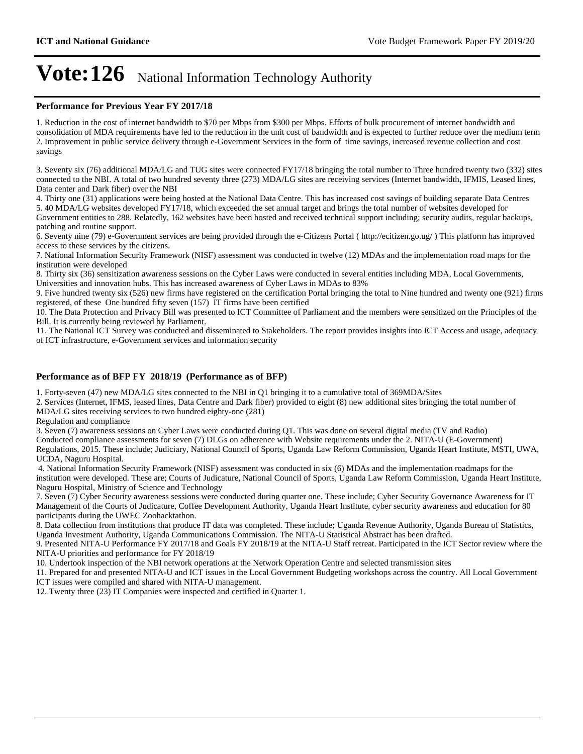# Vote:126 National Information Technology Authority

**Performance for Previous Year FY 2017/18**

1. Reduction in the cost of internet bandwidth to $70 per Mbps from $300 per Mbps. Efforts of bulk procurement of internet bandwidth and consolidation of MDA requirements have led to the reduction in the unit cost of bandwidth and is expected to further reduce over the medium term
2. Improvement in public service delivery through e-Government Services in the form of time savings, increased revenue collection and cost savings

3. Seventy six (76) additional MDA/LG and TUG sites were connected FY17/18 bringing the total number to Three hundred twenty two (332) sites connected to the NBI. A total of two hundred seventy three (273) MDA/LG sites are receiving services (Internet bandwidth, IFMIS, Leased lines, Data center and Dark fiber) over the NBI
4. Thirty one (31) applications were being hosted at the National Data Centre. This has increased cost savings of building separate Data Centres
5. 40 MDA/LG websites developed FY17/18, which exceeded the set annual target and brings the total number of websites developed for Government entities to 288. Relatedly, 162 websites have been hosted and received technical support including; security audits, regular backups, patching and routine support.
6. Seventy nine (79) e-Government services are being provided through the e-Citizens Portal ( http://ecitizen.go.ug/ ) This platform has improved access to these services by the citizens.
7. National Information Security Framework (NISF) assessment was conducted in twelve (12) MDAs and the implementation road maps for the institution were developed
8. Thirty six (36) sensitization awareness sessions on the Cyber Laws were conducted in several entities including MDA, Local Governments, Universities and innovation hubs. This has increased awareness of Cyber Laws in MDAs to 83%
9. Five hundred twenty six (526) new firms have registered on the certification Portal bringing the total to Nine hundred and twenty one (921) firms registered, of these One hundred fifty seven (157) IT firms have been certified
10. The Data Protection and Privacy Bill was presented to ICT Committee of Parliament and the members were sensitized on the Principles of the Bill. It is currently being reviewed by Parliament.
11. The National ICT Survey was conducted and disseminated to Stakeholders. The report provides insights into ICT Access and usage, adequacy of ICT infrastructure, e-Government services and information security

**Performance as of BFP FY 2018/19 (Performance as of BFP)**

1. Forty-seven (47) new MDA/LG sites connected to the NBI in Q1 bringing it to a cumulative total of 369MDA/Sites
2. Services (Internet, IFMS, leased lines, Data Centre and Dark fiber) provided to eight (8) new additional sites bringing the total number of MDA/LG sites receiving services to two hundred eighty-one (281)

Regulation and compliance

3. Seven (7) awareness sessions on Cyber Laws were conducted during Q1. This was done on several digital media (TV and Radio)

Conducted compliance assessments for seven (7) DLGs on adherence with Website requirements under the 2. NITA-U (E-Government) Regulations, 2015. These include; Judiciary, National Council of Sports, Uganda Law Reform Commission, Uganda Heart Institute, MSTI, UWA, UCDA, Naguru Hospital.

4. National Information Security Framework (NISF) assessment was conducted in six (6) MDAs and the implementation roadmaps for the institution were developed. These are; Courts of Judicature, National Council of Sports, Uganda Law Reform Commission, Uganda Heart Institute, Naguru Hospital, Ministry of Science and Technology

7. Seven (7) Cyber Security awareness sessions were conducted during quarter one. These include; Cyber Security Governance Awareness for IT Management of the Courts of Judicature, Coffee Development Authority, Uganda Heart Institute, cyber security awareness and education for 80 participants during the UWEC Zoohacktathon.
8. Data collection from institutions that produce IT data was completed. These include; Uganda Revenue Authority, Uganda Bureau of Statistics, Uganda Investment Authority, Uganda Communications Commission. The NITA-U Statistical Abstract has been drafted.
9. Presented NITA-U Performance FY 2017/18 and Goals FY 2018/19 at the NITA-U Staff retreat. Participated in the ICT Sector review where the NITA-U priorities and performance for FY 2018/19
10. Undertook inspection of the NBI network operations at the Network Operation Centre and selected transmission sites
11. Prepared for and presented NITA-U and ICT issues in the Local Government Budgeting workshops across the country. All Local Government ICT issues were compiled and shared with NITA-U management.
12. Twenty three (23) IT Companies were inspected and certified in Quarter 1.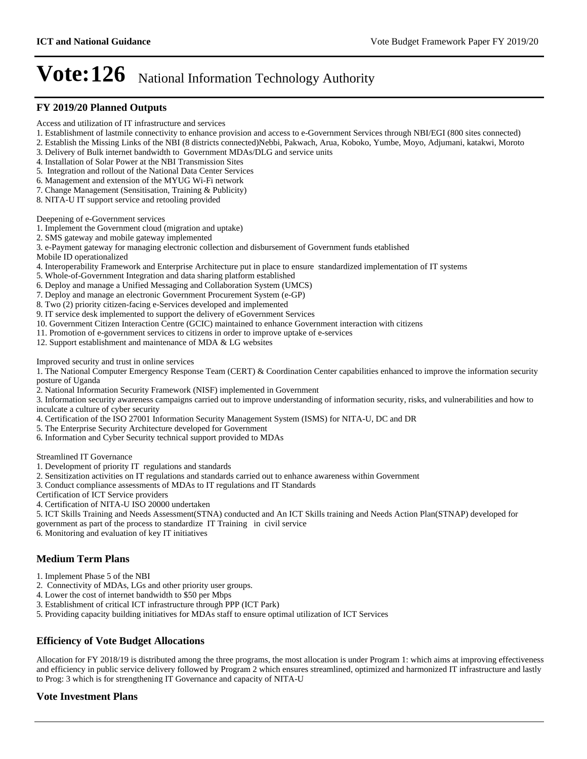# Vote:126 National Information Technology Authority

## FY 2019/20 Planned Outputs

Access and utilization of IT infrastructure and services

1. Establishment of lastmile connectivity to enhance provision and access to e-Government Services through NBI/EGI (800 sites connected)
2. Establish the Missing Links of the NBI (8 districts connected)Nebbi, Pakwach, Arua, Koboko, Yumbe, Moyo, Adjumani, katakwi, Moroto
3. Delivery of Bulk internet bandwidth to Government MDAs/DLG and service units
4. Installation of Solar Power at the NBI Transmission Sites
5. Integration and rollout of the National Data Center Services
6. Management and extension of the MYUG Wi-Fi network
7. Change Management (Sensitisation, Training & Publicity)
8. NITA-U IT support service and retooling provided

Deepening of e-Government services

1. Implement the Government cloud (migration and uptake)
2. SMS gateway and mobile gateway implemented
3. e-Payment gateway for managing electronic collection and disbursement of Government funds etablished
Mobile ID operationalized
4. Interoperability Framework and Enterprise Architecture put in place to ensure standardized implementation of IT systems
5. Whole-of-Government Integration and data sharing platform established
6. Deploy and manage a Unified Messaging and Collaboration System (UMCS)
7. Deploy and manage an electronic Government Procurement System (e-GP)
8. Two (2) priority citizen-facing e-Services developed and implemented
9. IT service desk implemented to support the delivery of eGovernment Services
10. Government Citizen Interaction Centre (GCIC) maintained to enhance Government interaction with citizens
11. Promotion of e-government services to citizens in order to improve uptake of e-services
12. Support establishment and maintenance of MDA & LG websites

Improved security and trust in online services

1. The National Computer Emergency Response Team (CERT) & Coordination Center capabilities enhanced to improve the information security posture of Uganda
2. National Information Security Framework (NISF) implemented in Government
3. Information security awareness campaigns carried out to improve understanding of information security, risks, and vulnerabilities and how to inculcate a culture of cyber security
4. Certification of the ISO 27001 Information Security Management System (ISMS) for NITA-U, DC and DR
5. The Enterprise Security Architecture developed for Government
6. Information and Cyber Security technical support provided to MDAs

Streamlined IT Governance

1. Development of priority IT regulations and standards
2. Sensitization activities on IT regulations and standards carried out to enhance awareness within Government
3. Conduct compliance assessments of MDAs to IT regulations and IT Standards
Certification of ICT Service providers
4. Certification of NITA-U ISO 20000 undertaken
5. ICT Skills Training and Needs Assessment(STNA) conducted and An ICT Skills training and Needs Action Plan(STNAP) developed for government as part of the process to standardize IT Training in civil service
6. Monitoring and evaluation of key IT initiatives

## Medium Term Plans

1. Implement Phase 5 of the NBI
2. Connectivity of MDAs, LGs and other priority user groups.
4. Lower the cost of internet bandwidth to $50 per Mbps
3. Establishment of critical ICT infrastructure through PPP (ICT Park)
5. Providing capacity building initiatives for MDAs staff to ensure optimal utilization of ICT Services

## Efficiency of Vote Budget Allocations

Allocation for FY 2018/19 is distributed among the three programs, the most allocation is under Program 1: which aims at improving effectiveness and efficiency in public service delivery followed by Program 2 which ensures streamlined, optimized and harmonized IT infrastructure and lastly to Prog: 3 which is for strengthening IT Governance and capacity of NITA-U

## Vote Investment Plans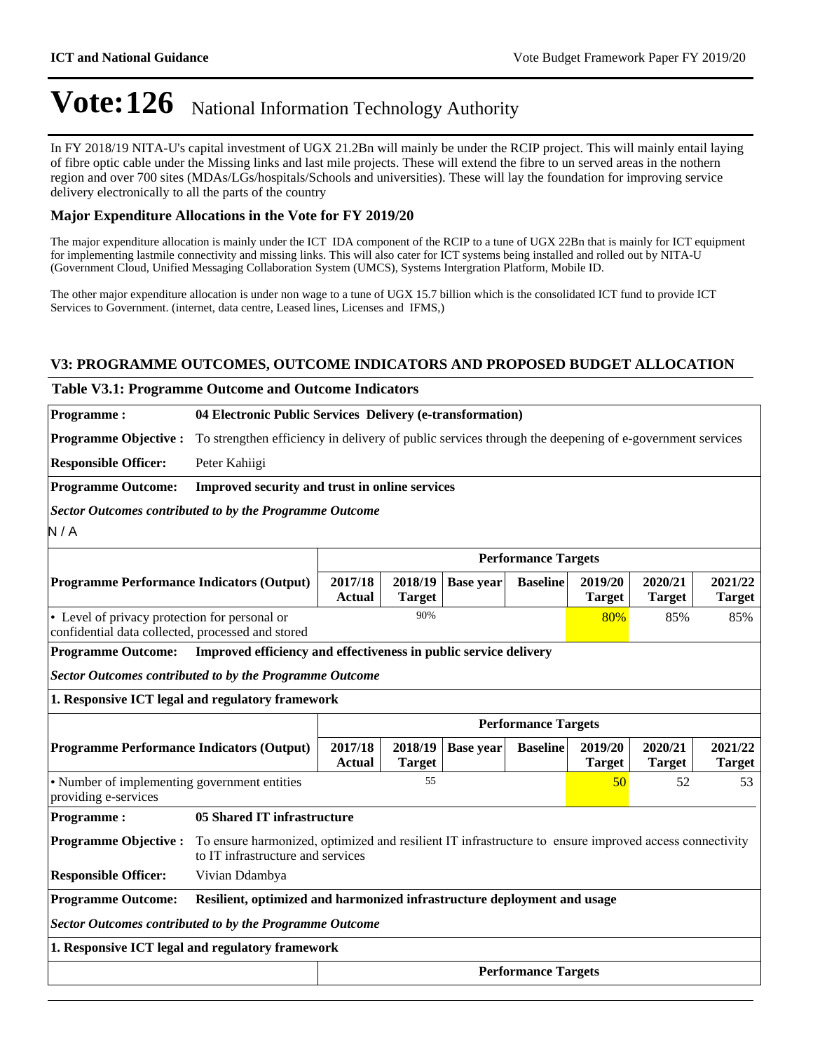# Vote:126 National Information Technology Authority

In FY 2018/19 NITA-U's capital investment of UGX 21.2Bn will mainly be under the RCIP project. This will mainly entail laying of fibre optic cable under the Missing links and last mile projects. These will extend the fibre to un served areas in the nothern region and over 700 sites (MDAs/LGs/hospitals/Schools and universities). These will lay the foundation for improving service delivery electronically to all the parts of the country

### Major Expenditure Allocations in the Vote for FY 2019/20

The major expenditure allocation is mainly under the ICT IDA component of the RCIP to a tune of UGX 22Bn that is mainly for ICT equipment for implementing lastmile connectivity and missing links. This will also cater for ICT systems being installed and rolled out by NITA-U (Government Cloud, Unified Messaging Collaboration System (UMCS), Systems Intergration Platform, Mobile ID.

The other major expenditure allocation is under non wage to a tune of UGX 15.7 billion which is the consolidated ICT fund to provide ICT Services to Government. (internet, data centre, Leased lines, Licenses and IFMS,)

### V3: PROGRAMME OUTCOMES, OUTCOME INDICATORS AND PROPOSED BUDGET ALLOCATION

**Table V3.1: Programme Outcome and Outcome Indicators**

**Programme :** 04 Electronic Public Services Delivery (e-transformation)

**Programme Objective :** To strengthen efficiency in delivery of public services through the deepening of e-government services

**Responsible Officer:** Peter Kahiigi

**Programme Outcome:** Improved security and trust in online services

***Sector Outcomes contributed to by the Programme Outcome***

N / A

| Programme Performance Indicators (Output) | Performance Targets | | | | | | |
|---|---|---|---|---|---|---|---|
| | 2017/18 Actual | 2018/19 Target | Base year | Baseline | 2019/20 Target | 2020/21 Target | 2021/22 Target |
| • Level of privacy protection for personal or confidential data collected, processed and stored | | 90% | | | 80% | 85% | 85% |

**Programme Outcome:** Improved efficiency and effectiveness in public service delivery

***Sector Outcomes contributed to by the Programme Outcome***

**1. Responsive ICT legal and regulatory framework**

| Programme Performance Indicators (Output) | Performance Targets | | | | | | |
|---|---|---|---|---|---|---|---|
| | 2017/18 Actual | 2018/19 Target | Base year | Baseline | 2019/20 Target | 2020/21 Target | 2021/22 Target |
| • Number of implementing government entities providing e-services | | 55 | | | 50 | 52 | 53 |

**Programme :** 05 Shared IT infrastructure

**Programme Objective :** To ensure harmonized, optimized and resilient IT infrastructure to ensure improved access connectivity to IT infrastructure and services

**Responsible Officer:** Vivian Ddambya

**Programme Outcome:** Resilient, optimized and harmonized infrastructure deployment and usage

***Sector Outcomes contributed to by the Programme Outcome***

**1. Responsive ICT legal and regulatory framework**

| | Performance Targets |
|---|---|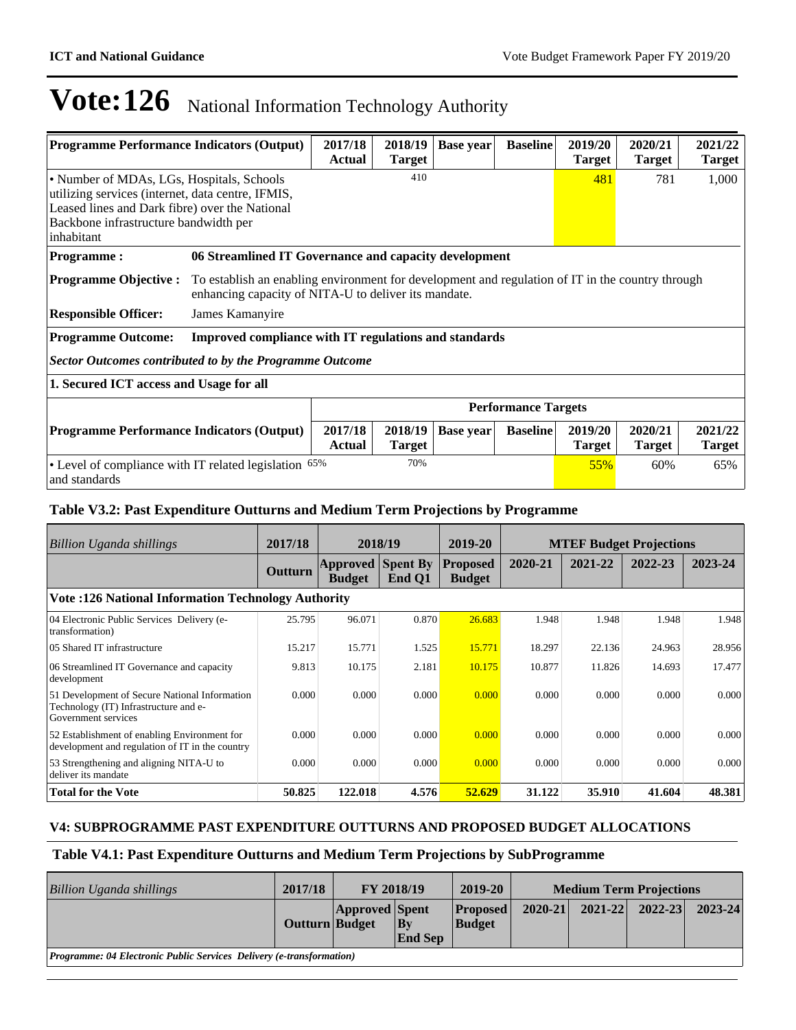# Vote:126 National Information Technology Authority

| Programme Performance Indicators (Output) | 2017/18 Actual | 2018/19 Target | Base year | Baseline | 2019/20 Target | 2020/21 Target | 2021/22 Target |
|---|---|---|---|---|---|---|---|
| • Number of MDAs, LGs, Hospitals, Schools utilizing services (internet, data centre, IFMIS, Leased lines and Dark fibre) over the National Backbone infrastructure bandwidth per inhabitant | | 410 | | | 481 | 781 | 1,000 |

**Programme :** 06 Streamlined IT Governance and capacity development

**Programme Objective :** To establish an enabling environment for development and regulation of IT in the country through enhancing capacity of NITA-U to deliver its mandate.

**Responsible Officer:** James Kamanyire

**Programme Outcome:** Improved compliance with IT regulations and standards

***Sector Outcomes contributed to by the Programme Outcome***

**1. Secured ICT access and Usage for all**

| | Performance Targets | | | | | | |
|---|---|---|---|---|---|---|---|
| **Programme Performance Indicators (Output)** | **2017/18 Actual** | **2018/19 Target** | **Base year** | **Baseline** | **2019/20 Target** | **2020/21 Target** | **2021/22 Target** |
| • Level of compliance with IT related legislation and standards | 65% | 70% | | | 55% | 60% | 65% |

### Table V3.2: Past Expenditure Outturns and Medium Term Projections by Programme

| *Billion Uganda shillings* | 2017/18 | 2018/19 | | 2019-20 | MTEF Budget Projections | | | |
|---|---|---|---|---|---|---|---|---|
| | **Outturn** | **Approved Budget** | **Spent By End Q1** | **Proposed Budget** | **2020-21** | **2021-22** | **2022-23** | **2023-24** |
| **Vote :126 National Information Technology Authority** | | | | | | | | |
| 04 Electronic Public Services Delivery (e-transformation) | 25.795 | 96.071 | 0.870 | 26.683 | 1.948 | 1.948 | 1.948 | 1.948 |
| 05 Shared IT infrastructure | 15.217 | 15.771 | 1.525 | 15.771 | 18.297 | 22.136 | 24.963 | 28.956 |
| 06 Streamlined IT Governance and capacity development | 9.813 | 10.175 | 2.181 | 10.175 | 10.877 | 11.826 | 14.693 | 17.477 |
| 51 Development of Secure National Information Technology (IT) Infrastructure and e-Government services | 0.000 | 0.000 | 0.000 | 0.000 | 0.000 | 0.000 | 0.000 | 0.000 |
| 52 Establishment of enabling Environment for development and regulation of IT in the country | 0.000 | 0.000 | 0.000 | 0.000 | 0.000 | 0.000 | 0.000 | 0.000 |
| 53 Strengthening and aligning NITA-U to deliver its mandate | 0.000 | 0.000 | 0.000 | 0.000 | 0.000 | 0.000 | 0.000 | 0.000 |
| **Total for the Vote** | **50.825** | **122.018** | **4.576** | **52.629** | **31.122** | **35.910** | **41.604** | **48.381** |

### V4: SUBPROGRAMME PAST EXPENDITURE OUTTURNS AND PROPOSED BUDGET ALLOCATIONS

### Table V4.1: Past Expenditure Outturns and Medium Term Projections by SubProgramme

| *Billion Uganda shillings* | 2017/18 | FY 2018/19 | | 2019-20 | Medium Term Projections | | | |
|---|---|---|---|---|---|---|---|---|
| | **Outturn** | **Approved Budget** | **Spent By End Sep** | **Proposed Budget** | **2020-21** | **2021-22** | **2022-23** | **2023-24** |
| ***Programme: 04 Electronic Public Services Delivery (e-transformation)*** | | | | | | | | |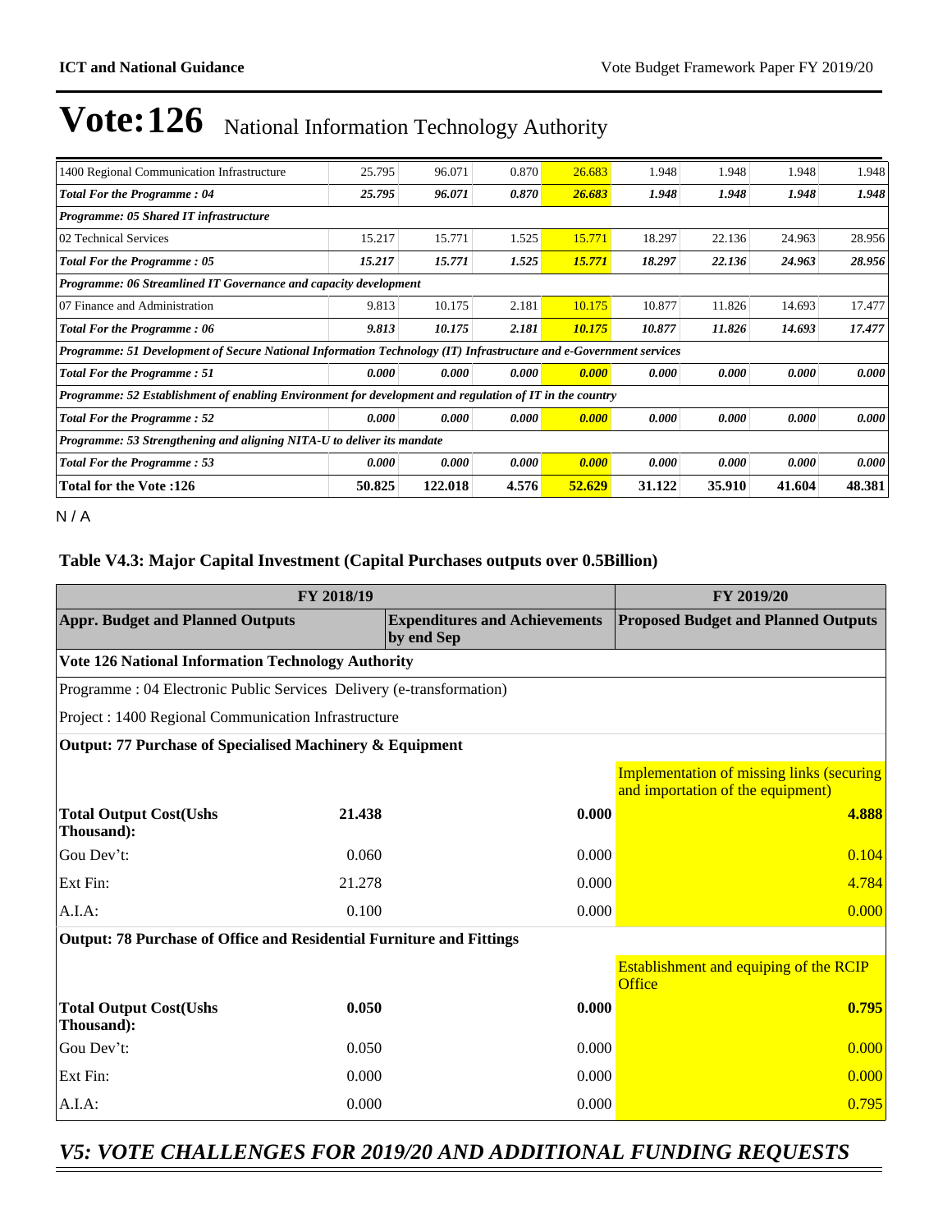# Vote:126 National Information Technology Authority

| | | | | | | | | |
|---|---|---|---|---|---|---|---|---|
| 1400 Regional Communication Infrastructure | 25.795 | 96.071 | 0.870 | 26.683 | 1.948 | 1.948 | 1.948 | 1.948 |
| ***Total For the Programme : 04*** | ***25.795*** | ***96.071*** | ***0.870*** | ***26.683*** | ***1.948*** | ***1.948*** | ***1.948*** | ***1.948*** |
| ***Programme: 05 Shared IT infrastructure*** | | | | | | | | |
| 02 Technical Services | 15.217 | 15.771 | 1.525 | 15.771 | 18.297 | 22.136 | 24.963 | 28.956 |
| ***Total For the Programme : 05*** | ***15.217*** | ***15.771*** | ***1.525*** | ***15.771*** | ***18.297*** | ***22.136*** | ***24.963*** | ***28.956*** |
| ***Programme: 06 Streamlined IT Governance and capacity development*** | | | | | | | | |
| 07 Finance and Administration | 9.813 | 10.175 | 2.181 | 10.175 | 10.877 | 11.826 | 14.693 | 17.477 |
| ***Total For the Programme : 06*** | ***9.813*** | ***10.175*** | ***2.181*** | ***10.175*** | ***10.877*** | ***11.826*** | ***14.693*** | ***17.477*** |
| ***Programme: 51 Development of Secure National Information Technology (IT) Infrastructure and e-Government services*** | | | | | | | | |
| ***Total For the Programme : 51*** | ***0.000*** | ***0.000*** | ***0.000*** | ***0.000*** | ***0.000*** | ***0.000*** | ***0.000*** | ***0.000*** |
| ***Programme: 52 Establishment of enabling Environment for development and regulation of IT in the country*** | | | | | | | | |
| ***Total For the Programme : 52*** | ***0.000*** | ***0.000*** | ***0.000*** | ***0.000*** | ***0.000*** | ***0.000*** | ***0.000*** | ***0.000*** |
| ***Programme: 53 Strengthening and aligning NITA-U to deliver its mandate*** | | | | | | | | |
| ***Total For the Programme : 53*** | ***0.000*** | ***0.000*** | ***0.000*** | ***0.000*** | ***0.000*** | ***0.000*** | ***0.000*** | ***0.000*** |
| **Total for the Vote :126** | **50.825** | **122.018** | **4.576** | **52.629** | **31.122** | **35.910** | **41.604** | **48.381** |

N / A

### Table V4.3: Major Capital Investment (Capital Purchases outputs over 0.5Billion)

| FY 2018/19 | | | FY 2019/20 |
|---|---|---|---|
| **Appr. Budget and Planned Outputs** | | **Expenditures and Achievements by end Sep** | **Proposed Budget and Planned Outputs** |
| **Vote 126 National Information Technology Authority** | | | |
| Programme : 04 Electronic Public Services Delivery (e-transformation) | | | |
| Project : 1400 Regional Communication Infrastructure | | | |
| **Output: 77 Purchase of Specialised Machinery & Equipment** | | | |
| | | | Implementation of missing links (securing and importation of the equipment) |
| **Total Output Cost(Ushs Thousand):** | **21.438** | **0.000** | **4.888** |
| Gou Dev't: | 0.060 | 0.000 | 0.104 |
| Ext Fin: | 21.278 | 0.000 | 4.784 |
| A.I.A: | 0.100 | 0.000 | 0.000 |
| **Output: 78 Purchase of Office and Residential Furniture and Fittings** | | | |
| | | | Establishment and equiping of the RCIP Office |
| **Total Output Cost(Ushs Thousand):** | **0.050** | **0.000** | **0.795** |
| Gou Dev't: | 0.050 | 0.000 | 0.000 |
| Ext Fin: | 0.000 | 0.000 | 0.000 |
| A.I.A: | 0.000 | 0.000 | 0.795 |

## *V5: VOTE CHALLENGES FOR 2019/20 AND ADDITIONAL FUNDING REQUESTS*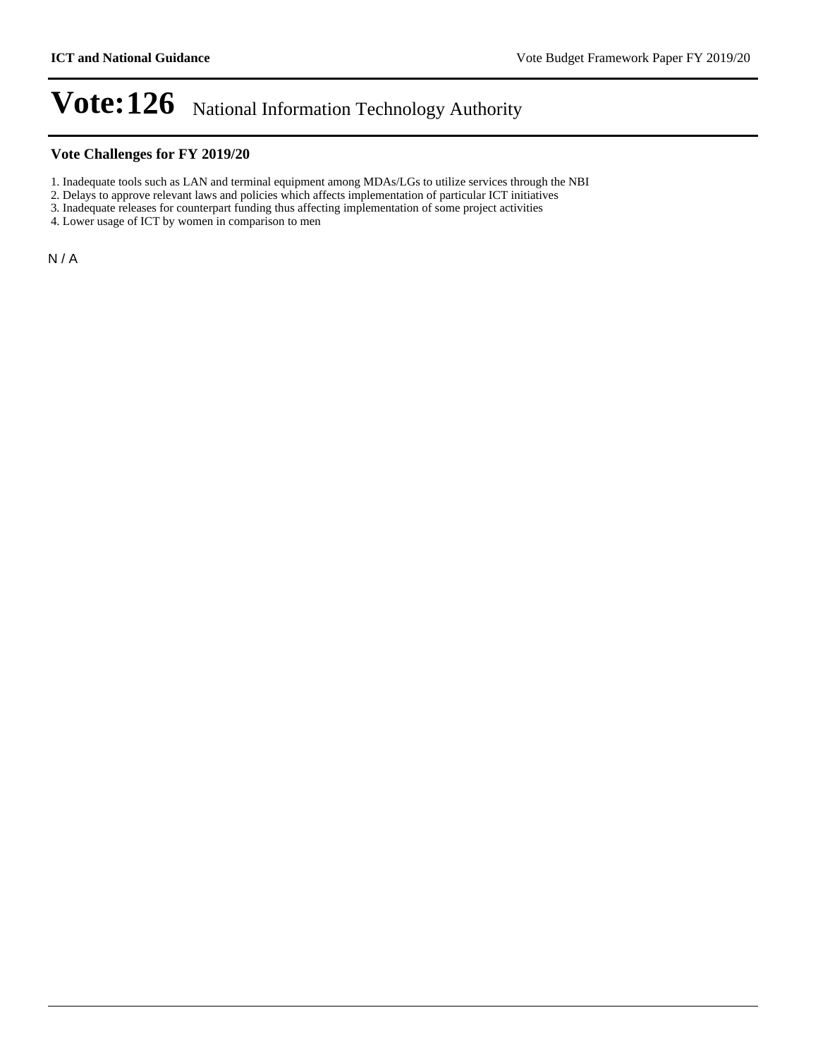# Vote:126 National Information Technology Authority

### Vote Challenges for FY 2019/20

1. Inadequate tools such as LAN and terminal equipment among MDAs/LGs to utilize services through the NBI
2. Delays to approve relevant laws and policies which affects implementation of particular ICT initiatives
3. Inadequate releases for counterpart funding thus affecting implementation of some project activities
4. Lower usage of ICT by women in comparison to men

N / A